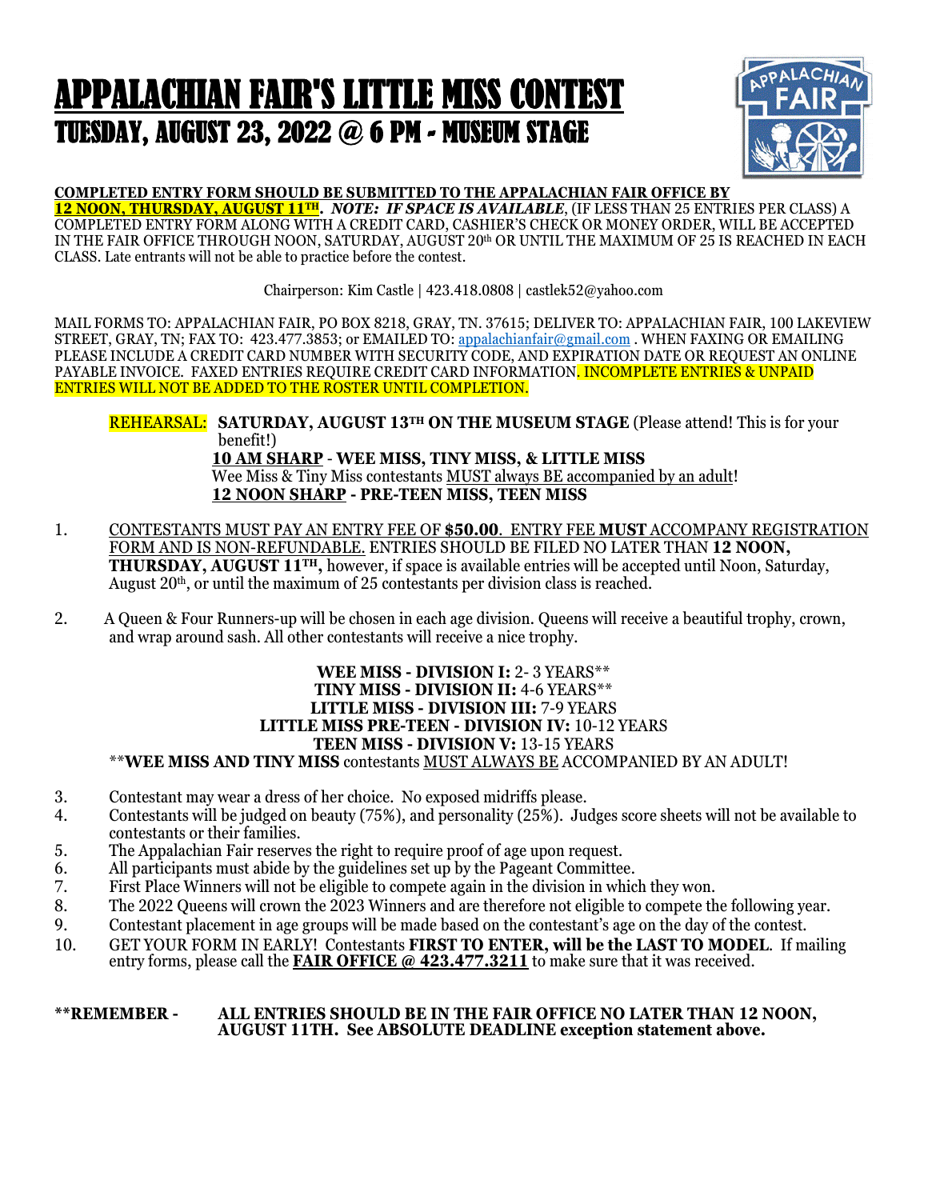# APPALACHIAN FAIR'S LITTLE MISS CONTEST

## TUESDAY, AUGUST 23, 2022 @ 6 PM - MUSEUM STAGE

**COMPLETED ENTRY FORM SHOULD BE SUBMITTED TO THE APPALACHIAN FAIR OFFICE BY 12 NOON, THURSDAY, AUGUST 11TH.** ***NOTE: IF SPACE IS AVAILABLE***, (IF LESS THAN 25 ENTRIES PER CLASS) A COMPLETED ENTRY FORM ALONG WITH A CREDIT CARD, CASHIER'S CHECK OR MONEY ORDER, WILL BE ACCEPTED IN THE FAIR OFFICE THROUGH NOON, SATURDAY, AUGUST 20th OR UNTIL THE MAXIMUM OF 25 IS REACHED IN EACH CLASS. Late entrants will not be able to practice before the contest.

Chairperson: Kim Castle | 423.418.0808 | castlek52@yahoo.com

MAIL FORMS TO: APPALACHIAN FAIR, PO BOX 8218, GRAY, TN. 37615; DELIVER TO: APPALACHIAN FAIR, 100 LAKEVIEW STREET, GRAY, TN; FAX TO: 423.477.3853; or EMAILED TO: appalachianfair@gmail.com . WHEN FAXING OR EMAILING PLEASE INCLUDE A CREDIT CARD NUMBER WITH SECURITY CODE, AND EXPIRATION DATE OR REQUEST AN ONLINE PAYABLE INVOICE. FAXED ENTRIES REQUIRE CREDIT CARD INFORMATION. INCOMPLETE ENTRIES & UNPAID ENTRIES WILL NOT BE ADDED TO THE ROSTER UNTIL COMPLETION.

REHEARSAL: **SATURDAY, AUGUST 13TH ON THE MUSEUM STAGE** (Please attend! This is for your benefit!)

**10 AM SHARP - WEE MISS, TINY MISS, & LITTLE MISS**
Wee Miss & Tiny Miss contestants MUST always BE accompanied by an adult!
**12 NOON SHARP - PRE-TEEN MISS, TEEN MISS**

1. CONTESTANTS MUST PAY AN ENTRY FEE OF **$50.00**. ENTRY FEE **MUST** ACCOMPANY REGISTRATION FORM AND IS NON-REFUNDABLE. ENTRIES SHOULD BE FILED NO LATER THAN **12 NOON, THURSDAY, AUGUST 11TH,** however, if space is available entries will be accepted until Noon, Saturday, August 20th, or until the maximum of 25 contestants per division class is reached.
2. A Queen & Four Runners-up will be chosen in each age division. Queens will receive a beautiful trophy, crown, and wrap around sash. All other contestants will receive a nice trophy.

**WEE MISS - DIVISION I:** 2- 3 YEARS**
**TINY MISS - DIVISION II:** 4-6 YEARS**
**LITTLE MISS - DIVISION III:** 7-9 YEARS
**LITTLE MISS PRE-TEEN - DIVISION IV:** 10-12 YEARS
**TEEN MISS - DIVISION V:** 13-15 YEARS
****WEE MISS AND TINY MISS** contestants MUST ALWAYS BE ACCOMPANIED BY AN ADULT!

3. Contestant may wear a dress of her choice. No exposed midriffs please.
4. Contestants will be judged on beauty (75%), and personality (25%). Judges score sheets will not be available to contestants or their families.
5. The Appalachian Fair reserves the right to require proof of age upon request.
6. All participants must abide by the guidelines set up by the Pageant Committee.
7. First Place Winners will not be eligible to compete again in the division in which they won.
8. The 2022 Queens will crown the 2023 Winners and are therefore not eligible to compete the following year.
9. Contestant placement in age groups will be made based on the contestant's age on the day of the contest.
10. GET YOUR FORM IN EARLY! Contestants **FIRST TO ENTER, will be the LAST TO MODEL**. If mailing entry forms, please call the **FAIR OFFICE @ 423.477.3211** to make sure that it was received.

****REMEMBER - ALL ENTRIES SHOULD BE IN THE FAIR OFFICE NO LATER THAN 12 NOON, AUGUST 11TH. See ABSOLUTE DEADLINE exception statement above.**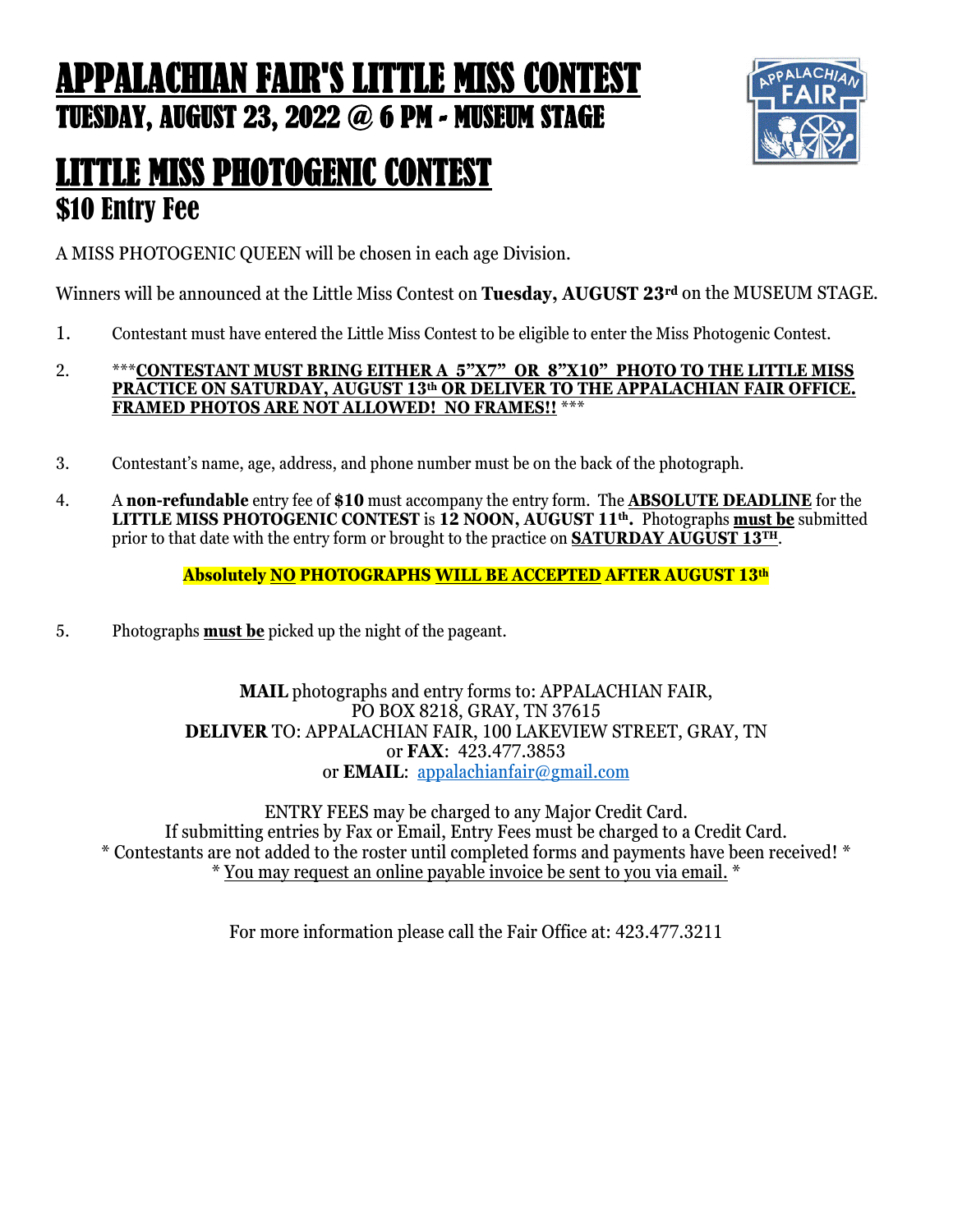# APPALACHIAN FAIR'S LITTLE MISS CONTEST

## TUESDAY, AUGUST 23, 2022 @ 6 PM - MUSEUM STAGE

# LITTLE MISS PHOTOGENIC CONTEST

## $10 Entry Fee

A MISS PHOTOGENIC QUEEN will be chosen in each age Division.

Winners will be announced at the Little Miss Contest on **Tuesday, AUGUST 23rd** on the MUSEUM STAGE.

1. Contestant must have entered the Little Miss Contest to be eligible to enter the Miss Photogenic Contest.
2. ***__**CONTESTANT MUST BRING EITHER A 5"X7" OR 8"X10" PHOTO TO THE LITTLE MISS PRACTICE ON SATURDAY, AUGUST 13th OR DELIVER TO THE APPALACHIAN FAIR OFFICE. FRAMED PHOTOS ARE NOT ALLOWED! NO FRAMES!!**__ ***
3. Contestant's name, age, address, and phone number must be on the back of the photograph.
4. A **non-refundable** entry fee of **$10** must accompany the entry form. The __**ABSOLUTE DEADLINE**__ for the **LITTLE MISS PHOTOGENIC CONTEST** is **12 NOON, AUGUST 11th.** Photographs __**must be**__ submitted prior to that date with the entry form or brought to the practice on __**SATURDAY AUGUST 13TH**__.

   **Absolutely __NO__ PHOTOGRAPHS __WILL BE ACCEPTED__ AFTER AUGUST 13th**

5. Photographs __**must be**__ picked up the night of the pageant.

**MAIL** photographs and entry forms to: APPALACHIAN FAIR,
PO BOX 8218, GRAY, TN 37615
**DELIVER** TO: APPALACHIAN FAIR, 100 LAKEVIEW STREET, GRAY, TN
or **FAX**: 423.477.3853
or **EMAIL**: appalachianfair@gmail.com

ENTRY FEES may be charged to any Major Credit Card.
If submitting entries by Fax or Email, Entry Fees must be charged to a Credit Card.
* Contestants are not added to the roster until completed forms and payments have been received! *
* __You may request an online payable invoice be sent to you via email.__ *

For more information please call the Fair Office at: 423.477.3211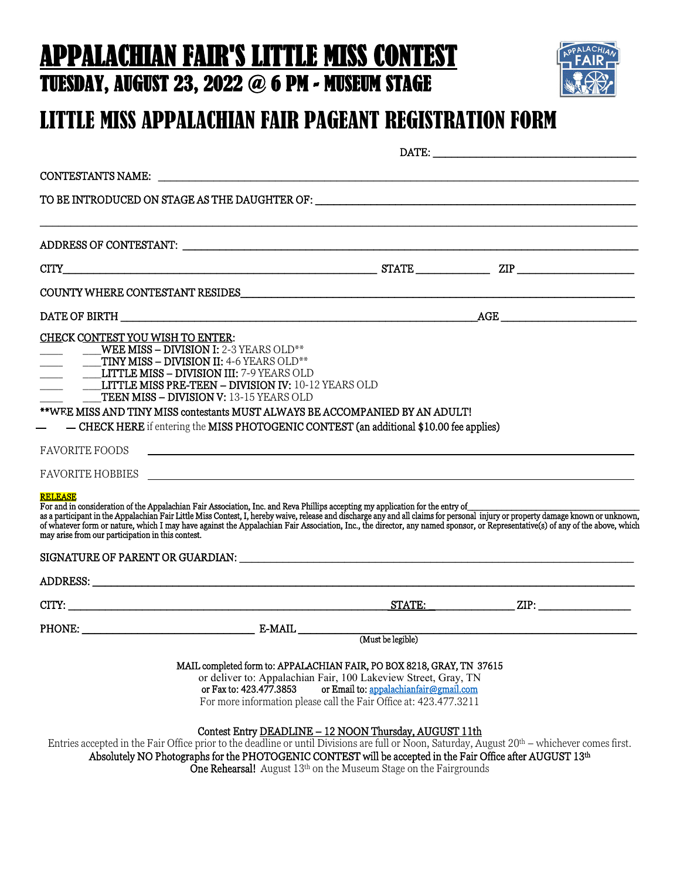# APPALACHIAN FAIR'S LITTLE MISS CONTEST

## TUESDAY, AUGUST 23, 2022 @ 6 PM - MUSEUM STAGE

# LITTLE MISS APPALACHIAN FAIR PAGEANT REGISTRATION FORM

DATE: ___________________________________

CONTESTANTS NAME: ___________________________________________________________________

TO BE INTRODUCED ON STAGE AS THE DAUGHTER OF: ________________________________________

_____________________________________________________________________________________

ADDRESS OF CONTESTANT: _____________________________________________________________

CITY_______________________________________________ STATE ____________ ZIP ___________________

COUNTY WHERE CONTESTANT RESIDES_______________________________________________________

DATE OF BIRTH ____________________________________________________AGE _____________________

CHECK CONTEST YOU WISH TO ENTER:

____ ___WEE MISS – DIVISION I: 2-3 YEARS OLD**
____ ___TINY MISS – DIVISION II: 4-6 YEARS OLD**
____ ___LITTLE MISS – DIVISION III: 7-9 YEARS OLD
____ ___LITTLE MISS PRE-TEEN – DIVISION IV: 10-12 YEARS OLD
____ ___TEEN MISS – DIVISION V: 13-15 YEARS OLD

**WEE MISS AND TINY MISS contestants MUST ALWAYS BE ACCOMPANIED BY AN ADULT!

— — CHECK HERE if entering the MISS PHOTOGENIC CONTEST (an additional $10.00 fee applies)

FAVORITE FOODS _______________________________________________________________________

FAVORITE HOBBIES _____________________________________________________________________

**RELEASE**

For and in consideration of the Appalachian Fair Association, Inc. and Reva Phillips accepting my application for the entry of___________________________ as a participant in the Appalachian Fair Little Miss Contest, I, hereby waive, release and discharge any and all claims for personal injury or property damage known or unknown, of whatever form or nature, which I may have against the Appalachian Fair Association, Inc., the director, any named sponsor, or Representative(s) of any of the above, which may arise from our participation in this contest.

SIGNATURE OF PARENT OR GUARDIAN: ______________________________________________________

ADDRESS: ____________________________________________________________________________

CITY: _______________________________________________ STATE: ______________ ZIP: ________________

PHONE: ______________________________ E-MAIL ______________________________________________
(Must be legible)

MAIL completed form to: APPALACHIAN FAIR, PO BOX 8218, GRAY, TN 37615
or deliver to: Appalachian Fair, 100 Lakeview Street, Gray, TN
or Fax to: 423.477.3853 or Email to: appalachianfair@gmail.com
For more information please call the Fair Office at: 423.477.3211

Contest Entry DEADLINE – 12 NOON Thursday, AUGUST 11th
Entries accepted in the Fair Office prior to the deadline or until Divisions are full or Noon, Saturday, August 20th – whichever comes first.
Absolutely NO Photographs for the PHOTOGENIC CONTEST will be accepted in the Fair Office after AUGUST 13th
One Rehearsal! August 13th on the Museum Stage on the Fairgrounds